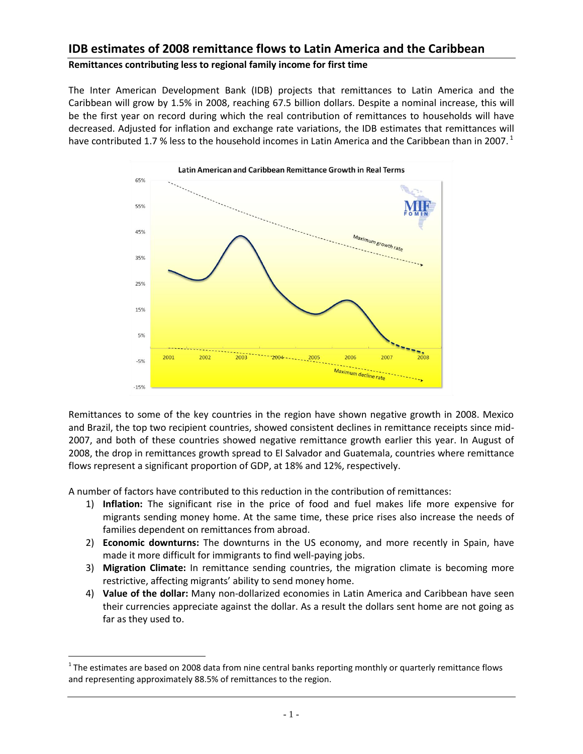# IDB estimates of 2008 remittance flows to Latin America and the Caribbean

**Remittances contributing less to regional family income for first time**

The Inter American Development Bank (IDB) projects that remittances to Latin America and the Caribbean will grow by 1.5% in 2008, reaching 67.5 billion dollars. Despite a nominal increase, this will be the first year on record during which the real contribution of remittances to households will have decreased. Adjusted for inflation and exchange rate variations, the IDB estimates that remittances will have contributed 1.7 % less to the household incomes in Latin America and the Caribbean than in 2007.[1]

Remittances to some of the key countries in the region have shown negative growth in 2008. Mexico and Brazil, the top two recipient countries, showed consistent declines in remittance receipts since mid-2007, and both of these countries showed negative remittance growth earlier this year. In August of 2008, the drop in remittances growth spread to El Salvador and Guatemala, countries where remittance flows represent a significant proportion of GDP, at 18% and 12%, respectively.

A number of factors have contributed to this reduction in the contribution of remittances:

1) **Inflation:** The significant rise in the price of food and fuel makes life more expensive for migrants sending money home. At the same time, these price rises also increase the needs of families dependent on remittances from abroad.
2) **Economic downturns:** The downturns in the US economy, and more recently in Spain, have made it more difficult for immigrants to find well-paying jobs.
3) **Migration Climate:** In remittance sending countries, the migration climate is becoming more restrictive, affecting migrants' ability to send money home.
4) **Value of the dollar:** Many non-dollarized economies in Latin America and Caribbean have seen their currencies appreciate against the dollar. As a result the dollars sent home are not going as far as they used to.

[1] The estimates are based on 2008 data from nine central banks reporting monthly or quarterly remittance flows and representing approximately 88.5% of remittances to the region.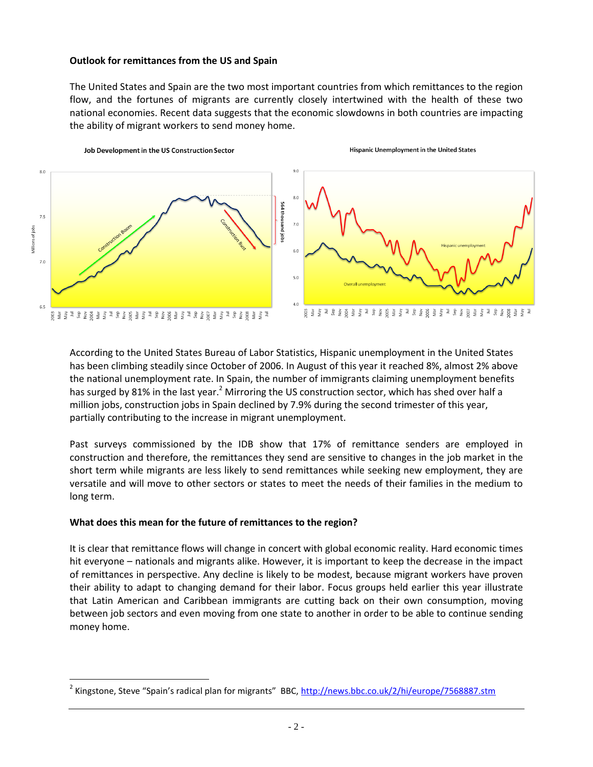**Outlook for remittances from the US and Spain**

The United States and Spain are the two most important countries from which remittances to the region flow, and the fortunes of migrants are currently closely intertwined with the health of these two national economies. Recent data suggests that the economic slowdowns in both countries are impacting the ability of migrant workers to send money home.

According to the United States Bureau of Labor Statistics, Hispanic unemployment in the United States has been climbing steadily since October of 2006. In August of this year it reached 8%, almost 2% above the national unemployment rate. In Spain, the number of immigrants claiming unemployment benefits has surged by 81% in the last year.[2] Mirroring the US construction sector, which has shed over half a million jobs, construction jobs in Spain declined by 7.9% during the second trimester of this year, partially contributing to the increase in migrant unemployment.

Past surveys commissioned by the IDB show that 17% of remittance senders are employed in construction and therefore, the remittances they send are sensitive to changes in the job market in the short term while migrants are less likely to send remittances while seeking new employment, they are versatile and will move to other sectors or states to meet the needs of their families in the medium to long term.

**What does this mean for the future of remittances to the region?**

It is clear that remittance flows will change in concert with global economic reality. Hard economic times hit everyone – nationals and migrants alike. However, it is important to keep the decrease in the impact of remittances in perspective. Any decline is likely to be modest, because migrant workers have proven their ability to adapt to changing demand for their labor. Focus groups held earlier this year illustrate that Latin American and Caribbean immigrants are cutting back on their own consumption, moving between job sectors and even moving from one state to another in order to be able to continue sending money home.

---

[2] Kingstone, Steve "Spain's radical plan for migrants" BBC, http://news.bbc.co.uk/2/hi/europe/7568887.stm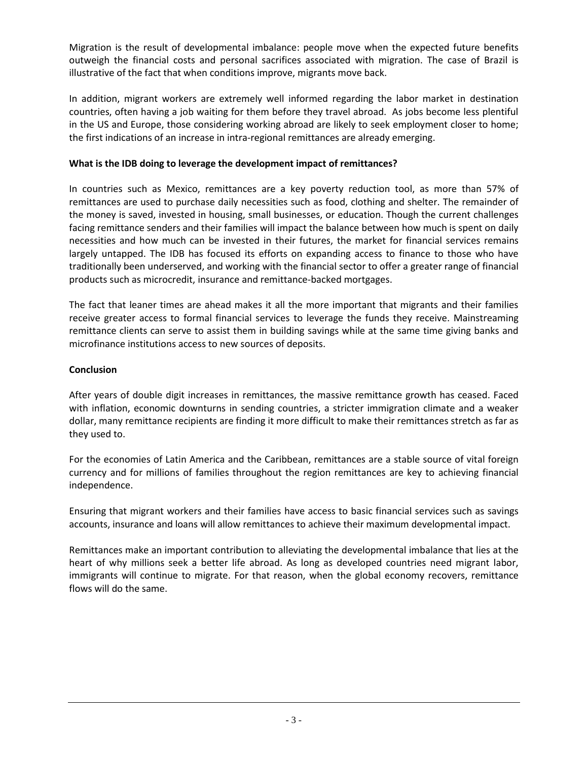Migration is the result of developmental imbalance: people move when the expected future benefits outweigh the financial costs and personal sacrifices associated with migration. The case of Brazil is illustrative of the fact that when conditions improve, migrants move back.

In addition, migrant workers are extremely well informed regarding the labor market in destination countries, often having a job waiting for them before they travel abroad. As jobs become less plentiful in the US and Europe, those considering working abroad are likely to seek employment closer to home; the first indications of an increase in intra-regional remittances are already emerging.

**What is the IDB doing to leverage the development impact of remittances?**

In countries such as Mexico, remittances are a key poverty reduction tool, as more than 57% of remittances are used to purchase daily necessities such as food, clothing and shelter. The remainder of the money is saved, invested in housing, small businesses, or education. Though the current challenges facing remittance senders and their families will impact the balance between how much is spent on daily necessities and how much can be invested in their futures, the market for financial services remains largely untapped. The IDB has focused its efforts on expanding access to finance to those who have traditionally been underserved, and working with the financial sector to offer a greater range of financial products such as microcredit, insurance and remittance-backed mortgages.

The fact that leaner times are ahead makes it all the more important that migrants and their families receive greater access to formal financial services to leverage the funds they receive. Mainstreaming remittance clients can serve to assist them in building savings while at the same time giving banks and microfinance institutions access to new sources of deposits.

**Conclusion**

After years of double digit increases in remittances, the massive remittance growth has ceased. Faced with inflation, economic downturns in sending countries, a stricter immigration climate and a weaker dollar, many remittance recipients are finding it more difficult to make their remittances stretch as far as they used to.

For the economies of Latin America and the Caribbean, remittances are a stable source of vital foreign currency and for millions of families throughout the region remittances are key to achieving financial independence.

Ensuring that migrant workers and their families have access to basic financial services such as savings accounts, insurance and loans will allow remittances to achieve their maximum developmental impact.

Remittances make an important contribution to alleviating the developmental imbalance that lies at the heart of why millions seek a better life abroad. As long as developed countries need migrant labor, immigrants will continue to migrate. For that reason, when the global economy recovers, remittance flows will do the same.